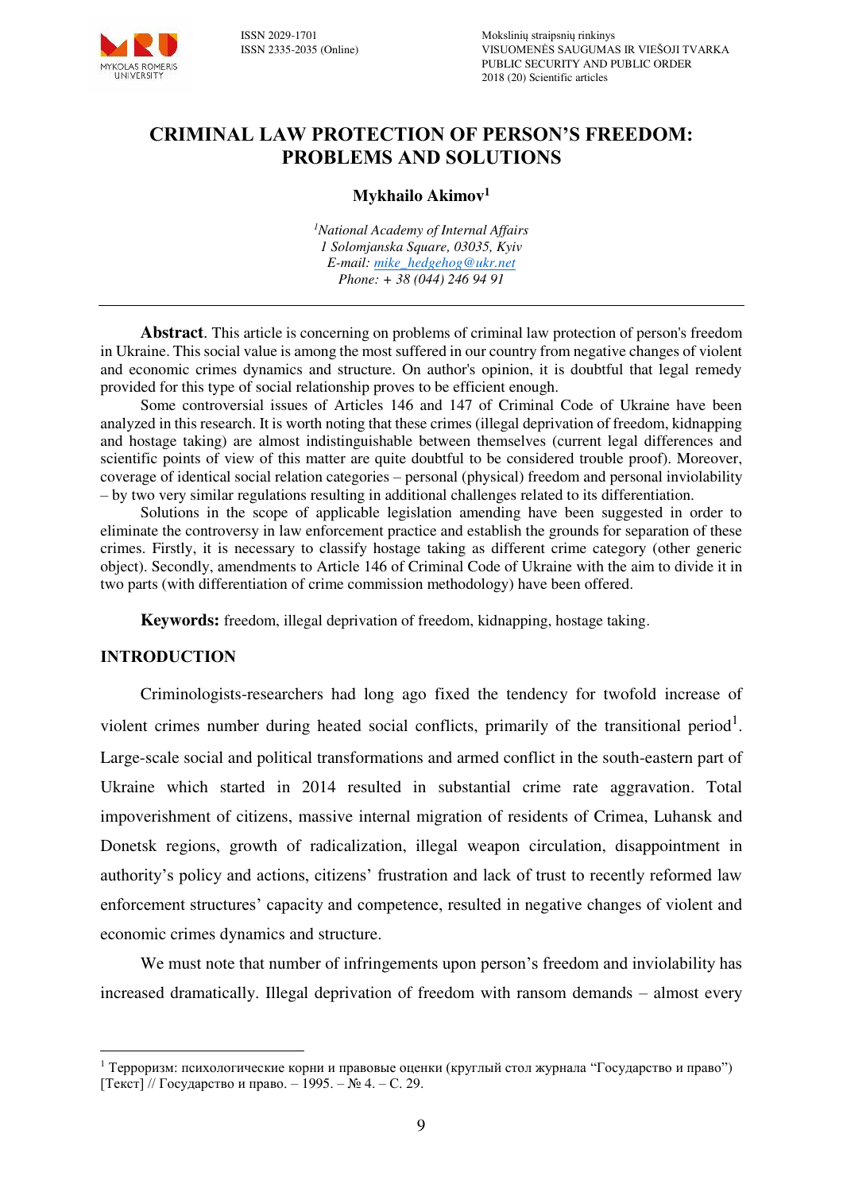# CRIMINAL LAW PROTECTION OF PERSON'S FREEDOM: PROBLEMS AND SOLUTIONS

**Mykhailo Akimov**[1]

*[1]National Academy of Internal Affairs*
*1 Solomjanska Square, 03035, Kyiv*
*E-mail: mike_hedgehog@ukr.net*
*Phone: + 38 (044) 246 94 91*

---

**Abstract**. This article is concerning on problems of criminal law protection of person's freedom in Ukraine. This social value is among the most suffered in our country from negative changes of violent and economic crimes dynamics and structure. On author's opinion, it is doubtful that legal remedy provided for this type of social relationship proves to be efficient enough.

Some controversial issues of Articles 146 and 147 of Criminal Code of Ukraine have been analyzed in this research. It is worth noting that these crimes (illegal deprivation of freedom, kidnapping and hostage taking) are almost indistinguishable between themselves (current legal differences and scientific points of view of this matter are quite doubtful to be considered trouble proof). Moreover, coverage of identical social relation categories – personal (physical) freedom and personal inviolability – by two very similar regulations resulting in additional challenges related to its differentiation.

Solutions in the scope of applicable legislation amending have been suggested in order to eliminate the controversy in law enforcement practice and establish the grounds for separation of these crimes. Firstly, it is necessary to classify hostage taking as different crime category (other generic object). Secondly, amendments to Article 146 of Criminal Code of Ukraine with the aim to divide it in two parts (with differentiation of crime commission methodology) have been offered.

**Keywords:** freedom, illegal deprivation of freedom, kidnapping, hostage taking.

## INTRODUCTION

Criminologists-researchers had long ago fixed the tendency for twofold increase of violent crimes number during heated social conflicts, primarily of the transitional period[1]. Large-scale social and political transformations and armed conflict in the south-eastern part of Ukraine which started in 2014 resulted in substantial crime rate aggravation. Total impoverishment of citizens, massive internal migration of residents of Crimea, Luhansk and Donetsk regions, growth of radicalization, illegal weapon circulation, disappointment in authority's policy and actions, citizens' frustration and lack of trust to recently reformed law enforcement structures' capacity and competence, resulted in negative changes of violent and economic crimes dynamics and structure.

We must note that number of infringements upon person's freedom and inviolability has increased dramatically. Illegal deprivation of freedom with ransom demands – almost every

---

[1] Терроризм: психологические корни и правовые оценки (круглый стол журнала "Государство и право") [Текст] // Государство и право. – 1995. – № 4. – С. 29.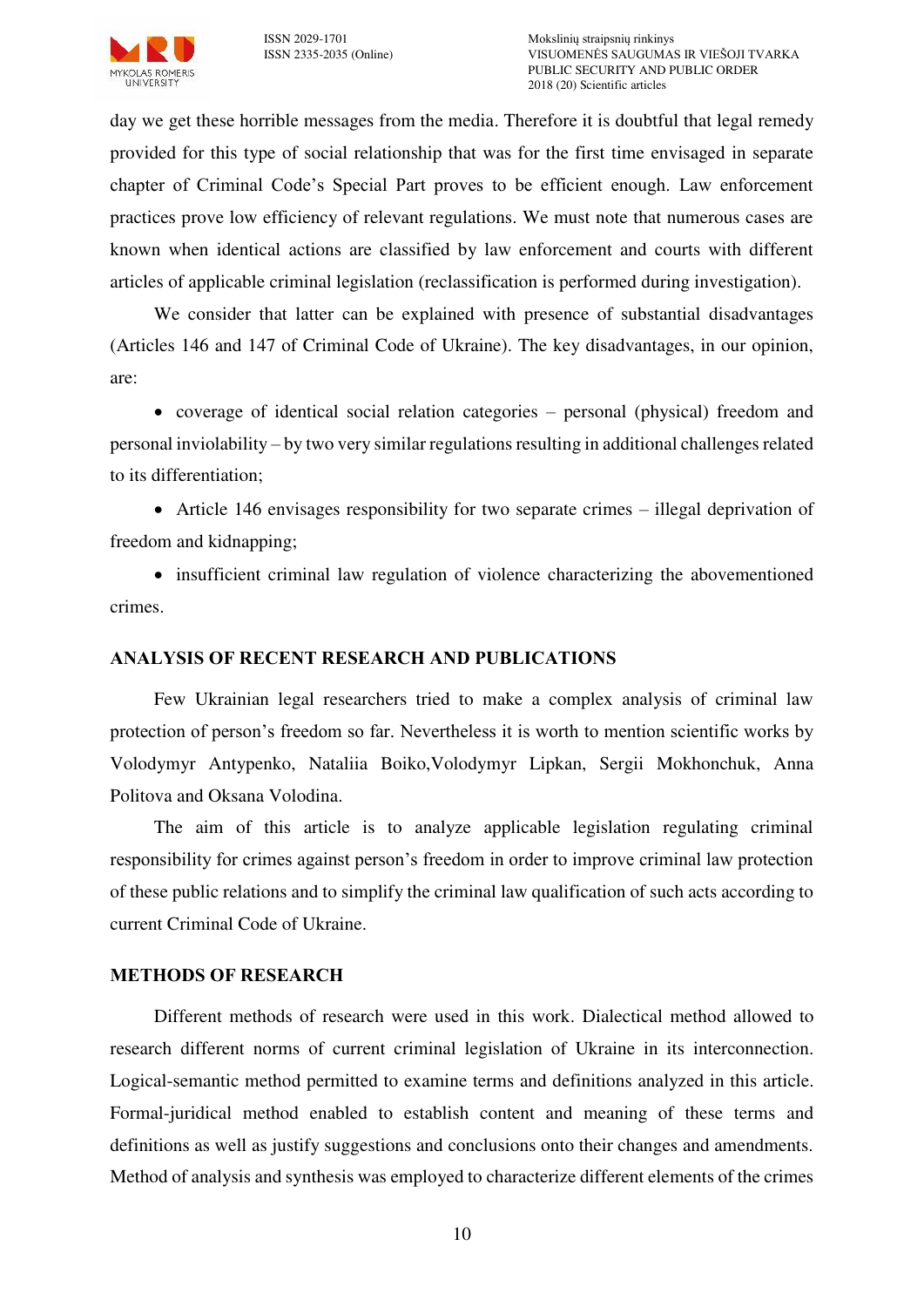day we get these horrible messages from the media. Therefore it is doubtful that legal remedy provided for this type of social relationship that was for the first time envisaged in separate chapter of Criminal Code's Special Part proves to be efficient enough. Law enforcement practices prove low efficiency of relevant regulations. We must note that numerous cases are known when identical actions are classified by law enforcement and courts with different articles of applicable criminal legislation (reclassification is performed during investigation).

We consider that latter can be explained with presence of substantial disadvantages (Articles 146 and 147 of Criminal Code of Ukraine). The key disadvantages, in our opinion, are:

- coverage of identical social relation categories – personal (physical) freedom and personal inviolability – by two very similar regulations resulting in additional challenges related to its differentiation;
- Article 146 envisages responsibility for two separate crimes – illegal deprivation of freedom and kidnapping;
- insufficient criminal law regulation of violence characterizing the abovementioned crimes.

## ANALYSIS OF RECENT RESEARCH AND PUBLICATIONS

Few Ukrainian legal researchers tried to make a complex analysis of criminal law protection of person's freedom so far. Nevertheless it is worth to mention scientific works by Volodymyr Antypenko, Nataliia Boiko,Volodymyr Lipkan, Sergii Mokhonchuk, Anna Politova and Oksana Volodina.

The aim of this article is to analyze applicable legislation regulating criminal responsibility for crimes against person's freedom in order to improve criminal law protection of these public relations and to simplify the criminal law qualification of such acts according to current Criminal Code of Ukraine.

## METHODS OF RESEARCH

Different methods of research were used in this work. Dialectical method allowed to research different norms of current criminal legislation of Ukraine in its interconnection. Logical-semantic method permitted to examine terms and definitions analyzed in this article. Formal-juridical method enabled to establish content and meaning of these terms and definitions as well as justify suggestions and conclusions onto their changes and amendments. Method of analysis and synthesis was employed to characterize different elements of the crimes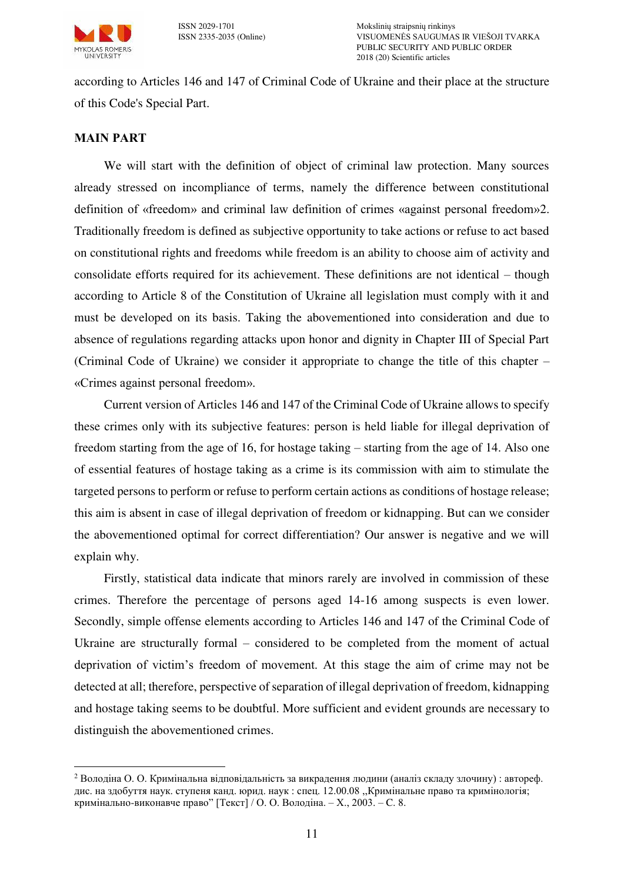according to Articles 146 and 147 of Criminal Code of Ukraine and their place at the structure of this Code's Special Part.

## MAIN PART

We will start with the definition of object of criminal law protection. Many sources already stressed on incompliance of terms, namely the difference between constitutional definition of «freedom» and criminal law definition of crimes «against personal freedom»[2]. Traditionally freedom is defined as subjective opportunity to take actions or refuse to act based on constitutional rights and freedoms while freedom is an ability to choose aim of activity and consolidate efforts required for its achievement. These definitions are not identical – though according to Article 8 of the Constitution of Ukraine all legislation must comply with it and must be developed on its basis. Taking the abovementioned into consideration and due to absence of regulations regarding attacks upon honor and dignity in Chapter III of Special Part (Criminal Code of Ukraine) we consider it appropriate to change the title of this chapter – «Crimes against personal freedom».

Current version of Articles 146 and 147 of the Criminal Code of Ukraine allows to specify these crimes only with its subjective features: person is held liable for illegal deprivation of freedom starting from the age of 16, for hostage taking – starting from the age of 14. Also one of essential features of hostage taking as a crime is its commission with aim to stimulate the targeted persons to perform or refuse to perform certain actions as conditions of hostage release; this aim is absent in case of illegal deprivation of freedom or kidnapping. But can we consider the abovementioned optimal for correct differentiation? Our answer is negative and we will explain why.

Firstly, statistical data indicate that minors rarely are involved in commission of these crimes. Therefore the percentage of persons aged 14-16 among suspects is even lower. Secondly, simple offense elements according to Articles 146 and 147 of the Criminal Code of Ukraine are structurally formal – considered to be completed from the moment of actual deprivation of victim's freedom of movement. At this stage the aim of crime may not be detected at all; therefore, perspective of separation of illegal deprivation of freedom, kidnapping and hostage taking seems to be doubtful. More sufficient and evident grounds are necessary to distinguish the abovementioned crimes.

---

[2] Володіна О. О. Кримінальна відповідальність за викрадення людини (аналіз складу злочину) : автореф. дис. на здобуття наук. ступеня канд. юрид. наук : спец. 12.00.08 „Кримінальне право та кримінологія; кримінально-виконавче право" [Текст] / О. О. Володіна. – Х., 2003. – С. 8.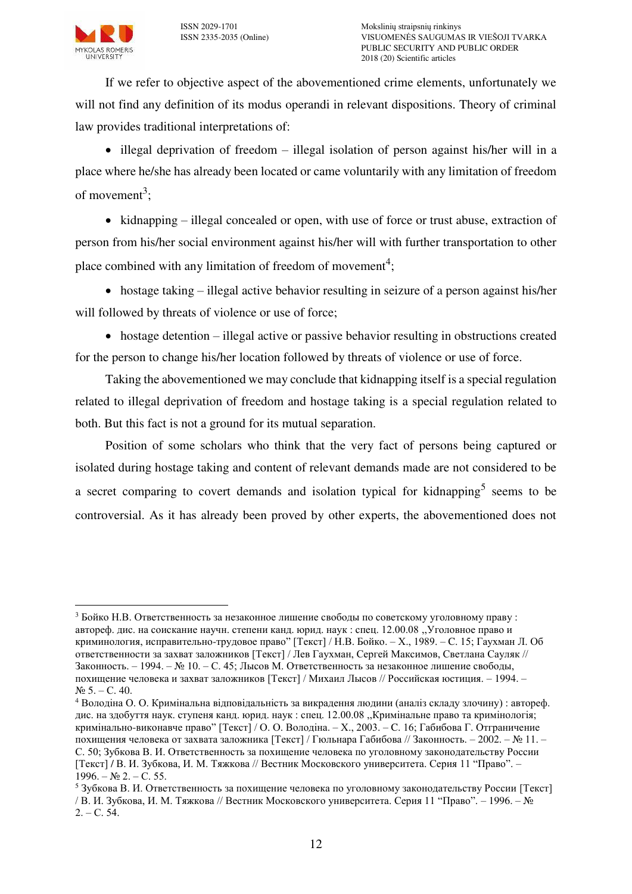If we refer to objective aspect of the abovementioned crime elements, unfortunately we will not find any definition of its modus operandi in relevant dispositions. Theory of criminal law provides traditional interpretations of:

- illegal deprivation of freedom – illegal isolation of person against his/her will in a place where he/she has already been located or came voluntarily with any limitation of freedom of movement[3];
- kidnapping – illegal concealed or open, with use of force or trust abuse, extraction of person from his/her social environment against his/her will with further transportation to other place combined with any limitation of freedom of movement[4];
- hostage taking – illegal active behavior resulting in seizure of a person against his/her will followed by threats of violence or use of force;
- hostage detention – illegal active or passive behavior resulting in obstructions created for the person to change his/her location followed by threats of violence or use of force.

Taking the abovementioned we may conclude that kidnapping itself is a special regulation related to illegal deprivation of freedom and hostage taking is a special regulation related to both. But this fact is not a ground for its mutual separation.

Position of some scholars who think that the very fact of persons being captured or isolated during hostage taking and content of relevant demands made are not considered to be a secret comparing to covert demands and isolation typical for kidnapping[5] seems to be controversial. As it has already been proved by other experts, the abovementioned does not

---

[3] Бойко Н.В. Ответственность за незаконное лишение свободы по советскому уголовному праву : автореф. дис. на соискание научн. степени канд. юрид. наук : спец. 12.00.08 „Уголовное право и криминология, исправительно-трудовое право" [Текст] / Н.В. Бойко. – Х., 1989. – С. 15; Гаухман Л. Об ответственности за захват заложников [Текст] / Лев Гаухман, Сергей Максимов, Светлана Сауляк // Законность. – 1994. – № 10. – С. 45; Лысов М. Ответственность за незаконное лишение свободы, похищение человека и захват заложников [Текст] / Михаил Лысов // Российская юстиция. – 1994. – № 5. – С. 40.

[4] Володіна О. О. Кримінальна відповідальність за викрадення людини (аналіз складу злочину) : автореф. дис. на здобуття наук. ступеня канд. юрид. наук : спец. 12.00.08 „Кримінальне право та кримінологія; кримінально-виконавче право" [Текст] / О. О. Володіна. – Х., 2003. – С. 16; Габибова Г. Отграничение похищения человека от захвата заложника [Текст] / Гюльнара Габибова // Законность. – 2002. – № 11. – С. 50; Зубкова В. И. Ответственность за похищение человека по уголовному законодательству России [Текст] / В. И. Зубкова, И. М. Тяжкова // Вестник Московского университета. Серия 11 "Право". – 1996. – № 2. – С. 55.

[5] Зубкова В. И. Ответственность за похищение человека по уголовному законодательству России [Текст] / В. И. Зубкова, И. М. Тяжкова // Вестник Московского университета. Серия 11 "Право". – 1996. – № 2. – С. 54.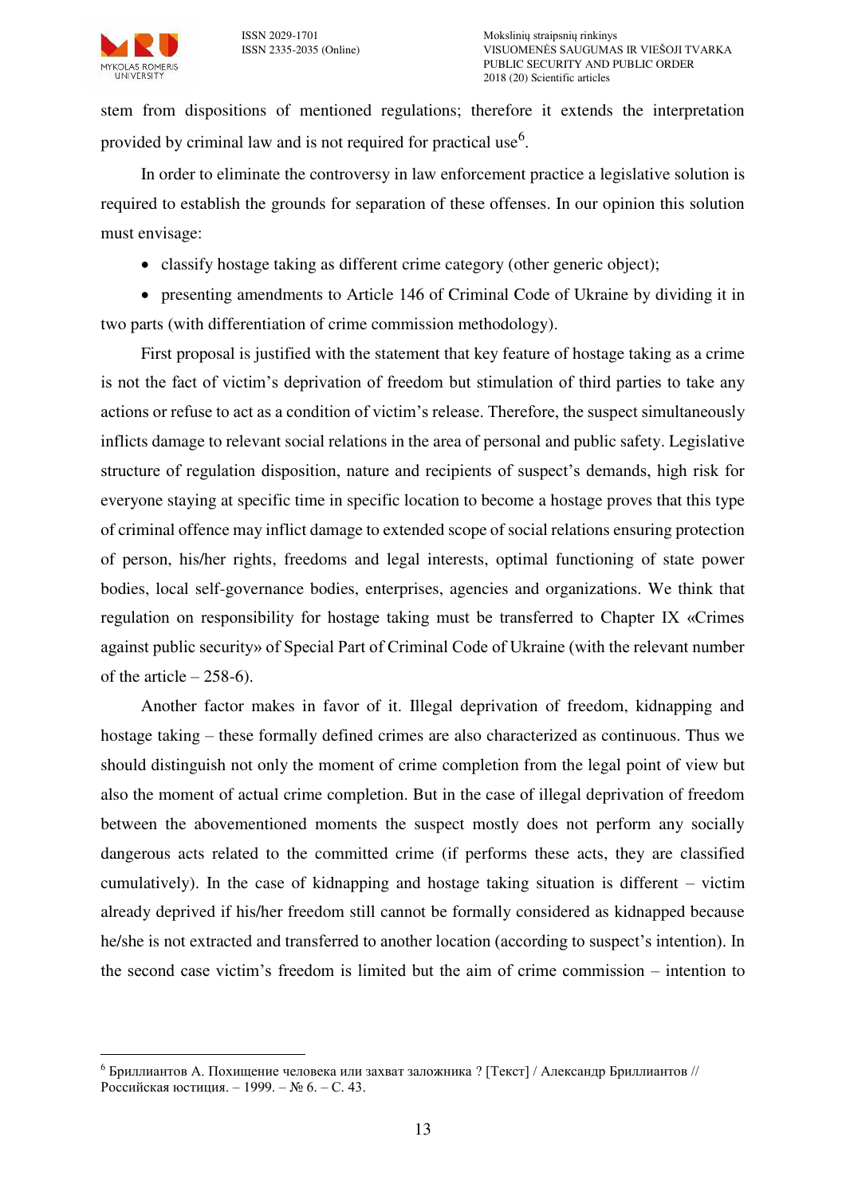stem from dispositions of mentioned regulations; therefore it extends the interpretation provided by criminal law and is not required for practical use[6].

In order to eliminate the controversy in law enforcement practice a legislative solution is required to establish the grounds for separation of these offenses. In our opinion this solution must envisage:

- classify hostage taking as different crime category (other generic object);
- presenting amendments to Article 146 of Criminal Code of Ukraine by dividing it in two parts (with differentiation of crime commission methodology).

First proposal is justified with the statement that key feature of hostage taking as a crime is not the fact of victim's deprivation of freedom but stimulation of third parties to take any actions or refuse to act as a condition of victim's release. Therefore, the suspect simultaneously inflicts damage to relevant social relations in the area of personal and public safety. Legislative structure of regulation disposition, nature and recipients of suspect's demands, high risk for everyone staying at specific time in specific location to become a hostage proves that this type of criminal offence may inflict damage to extended scope of social relations ensuring protection of person, his/her rights, freedoms and legal interests, optimal functioning of state power bodies, local self-governance bodies, enterprises, agencies and organizations. We think that regulation on responsibility for hostage taking must be transferred to Chapter IX «Crimes against public security» of Special Part of Criminal Code of Ukraine (with the relevant number of the article – 258-6).

Another factor makes in favor of it. Illegal deprivation of freedom, kidnapping and hostage taking – these formally defined crimes are also characterized as continuous. Thus we should distinguish not only the moment of crime completion from the legal point of view but also the moment of actual crime completion. But in the case of illegal deprivation of freedom between the abovementioned moments the suspect mostly does not perform any socially dangerous acts related to the committed crime (if performs these acts, they are classified cumulatively). In the case of kidnapping and hostage taking situation is different – victim already deprived if his/her freedom still cannot be formally considered as kidnapped because he/she is not extracted and transferred to another location (according to suspect's intention). In the second case victim's freedom is limited but the aim of crime commission – intention to

[6] Бриллиантов А. Похищение человека или захват заложника ? [Текст] / Александр Бриллиантов // Российская юстиция. – 1999. – № 6. – С. 43.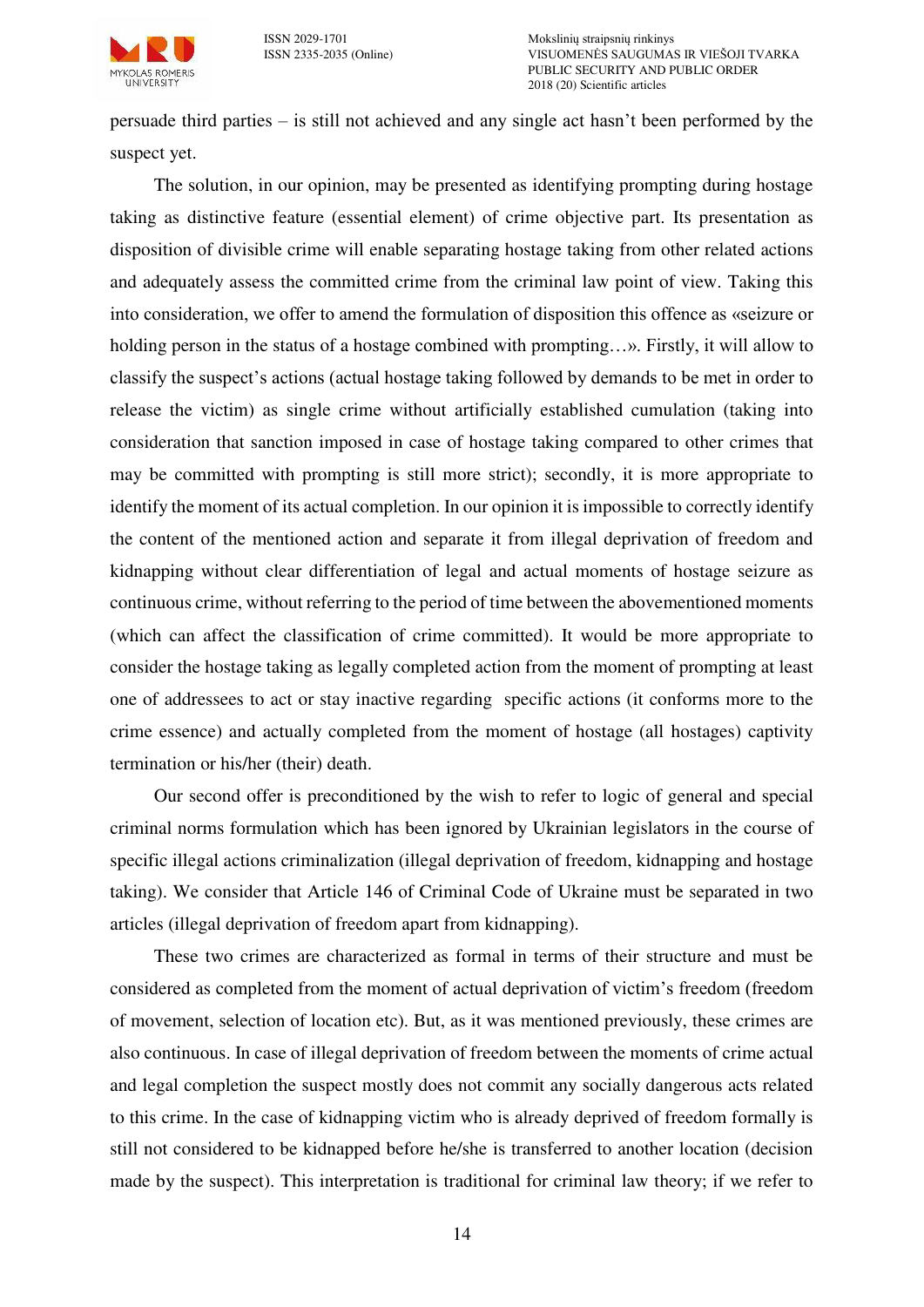persuade third parties – is still not achieved and any single act hasn't been performed by the suspect yet.

The solution, in our opinion, may be presented as identifying prompting during hostage taking as distinctive feature (essential element) of crime objective part. Its presentation as disposition of divisible crime will enable separating hostage taking from other related actions and adequately assess the committed crime from the criminal law point of view. Taking this into consideration, we offer to amend the formulation of disposition this offence as «seizure or holding person in the status of a hostage combined with prompting…». Firstly, it will allow to classify the suspect's actions (actual hostage taking followed by demands to be met in order to release the victim) as single crime without artificially established cumulation (taking into consideration that sanction imposed in case of hostage taking compared to other crimes that may be committed with prompting is still more strict); secondly, it is more appropriate to identify the moment of its actual completion. In our opinion it is impossible to correctly identify the content of the mentioned action and separate it from illegal deprivation of freedom and kidnapping without clear differentiation of legal and actual moments of hostage seizure as continuous crime, without referring to the period of time between the abovementioned moments (which can affect the classification of crime committed). It would be more appropriate to consider the hostage taking as legally completed action from the moment of prompting at least one of addressees to act or stay inactive regarding  specific actions (it conforms more to the crime essence) and actually completed from the moment of hostage (all hostages) captivity termination or his/her (their) death.

Our second offer is preconditioned by the wish to refer to logic of general and special criminal norms formulation which has been ignored by Ukrainian legislators in the course of specific illegal actions criminalization (illegal deprivation of freedom, kidnapping and hostage taking). We consider that Article 146 of Criminal Code of Ukraine must be separated in two articles (illegal deprivation of freedom apart from kidnapping).

These two crimes are characterized as formal in terms of their structure and must be considered as completed from the moment of actual deprivation of victim's freedom (freedom of movement, selection of location etc). But, as it was mentioned previously, these crimes are also continuous. In case of illegal deprivation of freedom between the moments of crime actual and legal completion the suspect mostly does not commit any socially dangerous acts related to this crime. In the case of kidnapping victim who is already deprived of freedom formally is still not considered to be kidnapped before he/she is transferred to another location (decision made by the suspect). This interpretation is traditional for criminal law theory; if we refer to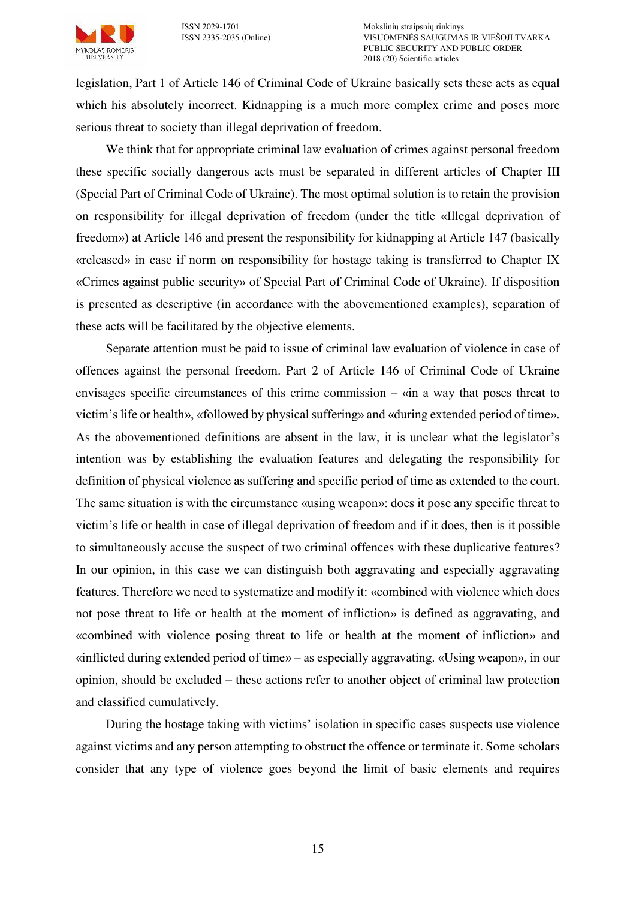legislation, Part 1 of Article 146 of Criminal Code of Ukraine basically sets these acts as equal which his absolutely incorrect. Kidnapping is a much more complex crime and poses more serious threat to society than illegal deprivation of freedom.

We think that for appropriate criminal law evaluation of crimes against personal freedom these specific socially dangerous acts must be separated in different articles of Chapter III (Special Part of Criminal Code of Ukraine). The most optimal solution is to retain the provision on responsibility for illegal deprivation of freedom (under the title «Illegal deprivation of freedom») at Article 146 and present the responsibility for kidnapping at Article 147 (basically «released» in case if norm on responsibility for hostage taking is transferred to Chapter IX «Crimes against public security» of Special Part of Criminal Code of Ukraine). If disposition is presented as descriptive (in accordance with the abovementioned examples), separation of these acts will be facilitated by the objective elements.

Separate attention must be paid to issue of criminal law evaluation of violence in case of offences against the personal freedom. Part 2 of Article 146 of Criminal Code of Ukraine envisages specific circumstances of this crime commission – «in a way that poses threat to victim's life or health», «followed by physical suffering» and «during extended period of time». As the abovementioned definitions are absent in the law, it is unclear what the legislator's intention was by establishing the evaluation features and delegating the responsibility for definition of physical violence as suffering and specific period of time as extended to the court. The same situation is with the circumstance «using weapon»: does it pose any specific threat to victim's life or health in case of illegal deprivation of freedom and if it does, then is it possible to simultaneously accuse the suspect of two criminal offences with these duplicative features? In our opinion, in this case we can distinguish both aggravating and especially aggravating features. Therefore we need to systematize and modify it: «combined with violence which does not pose threat to life or health at the moment of infliction» is defined as aggravating, and «combined with violence posing threat to life or health at the moment of infliction» and «inflicted during extended period of time» – as especially aggravating. «Using weapon», in our opinion, should be excluded – these actions refer to another object of criminal law protection and classified cumulatively.

During the hostage taking with victims' isolation in specific cases suspects use violence against victims and any person attempting to obstruct the offence or terminate it. Some scholars consider that any type of violence goes beyond the limit of basic elements and requires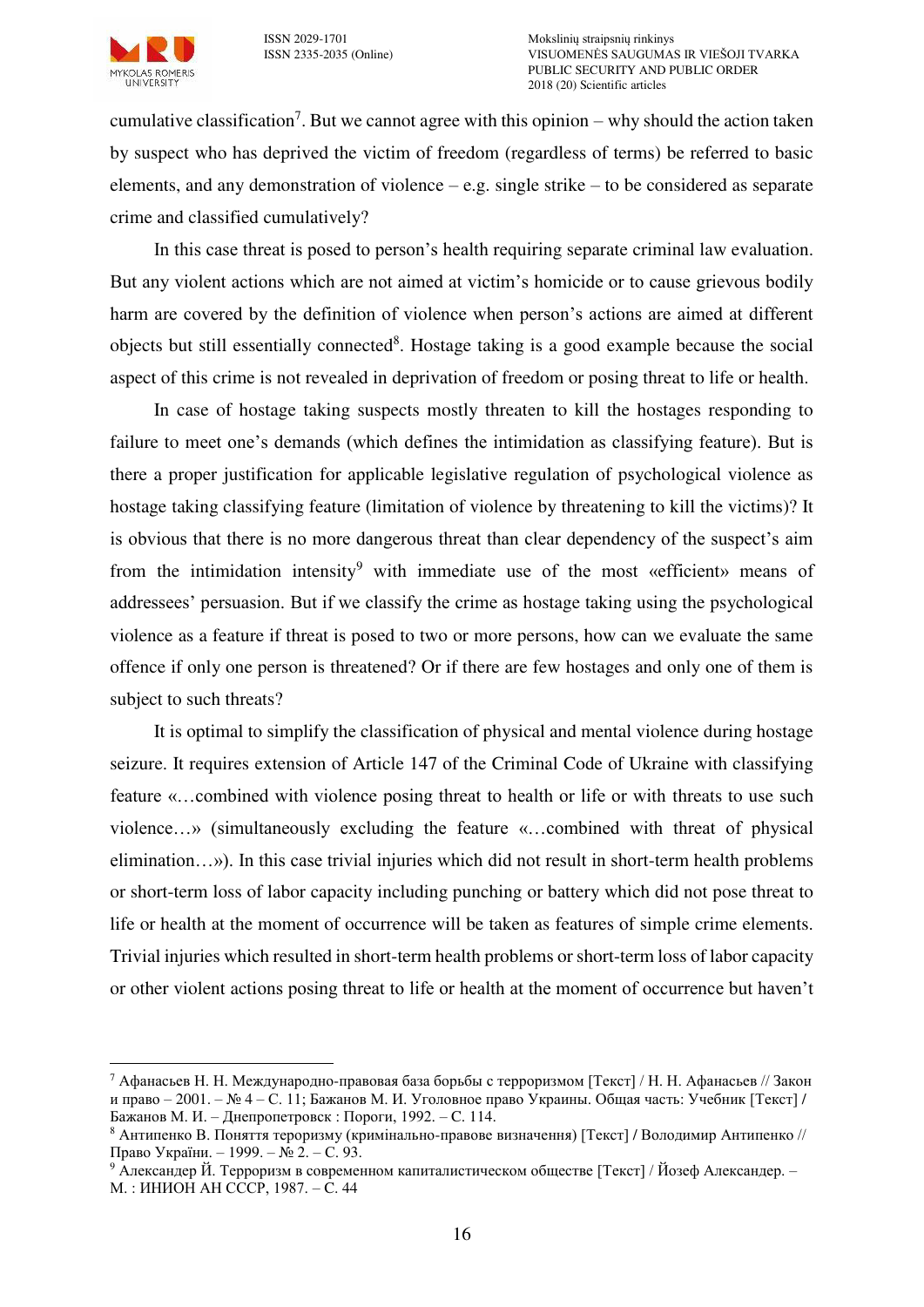cumulative classification[7]. But we cannot agree with this opinion – why should the action taken by suspect who has deprived the victim of freedom (regardless of terms) be referred to basic elements, and any demonstration of violence – e.g. single strike – to be considered as separate crime and classified cumulatively?

In this case threat is posed to person's health requiring separate criminal law evaluation. But any violent actions which are not aimed at victim's homicide or to cause grievous bodily harm are covered by the definition of violence when person's actions are aimed at different objects but still essentially connected[8]. Hostage taking is a good example because the social aspect of this crime is not revealed in deprivation of freedom or posing threat to life or health.

In case of hostage taking suspects mostly threaten to kill the hostages responding to failure to meet one's demands (which defines the intimidation as classifying feature). But is there a proper justification for applicable legislative regulation of psychological violence as hostage taking classifying feature (limitation of violence by threatening to kill the victims)? It is obvious that there is no more dangerous threat than clear dependency of the suspect's aim from the intimidation intensity[9] with immediate use of the most «efficient» means of addressees' persuasion. But if we classify the crime as hostage taking using the psychological violence as a feature if threat is posed to two or more persons, how can we evaluate the same offence if only one person is threatened? Or if there are few hostages and only one of them is subject to such threats?

It is optimal to simplify the classification of physical and mental violence during hostage seizure. It requires extension of Article 147 of the Criminal Code of Ukraine with classifying feature «…combined with violence posing threat to health or life or with threats to use such violence…» (simultaneously excluding the feature «…combined with threat of physical elimination…»). In this case trivial injuries which did not result in short-term health problems or short-term loss of labor capacity including punching or battery which did not pose threat to life or health at the moment of occurrence will be taken as features of simple crime elements. Trivial injuries which resulted in short-term health problems or short-term loss of labor capacity or other violent actions posing threat to life or health at the moment of occurrence but haven't

---

[7] Афанасьев Н. Н. Международно-правовая база борьбы с терроризмом [Текст] / Н. Н. Афанасьев // Закон и право – 2001. – № 4 – С. 11; Бажанов М. И. Уголовное право Украины. Общая часть: Учебник [Текст] / Бажанов М. И. – Днепропетровск : Пороги, 1992. – С. 114.

[8] Антипенко В. Поняття тероризму (кримінально-правове визначення) [Текст] / Володимир Антипенко // Право України. – 1999. – № 2. – С. 93.

[9] Александер Й. Терроризм в современном капиталистическом обществе [Текст] / Йозеф Александер. – М. : ИНИОН АН СССР, 1987. – С. 44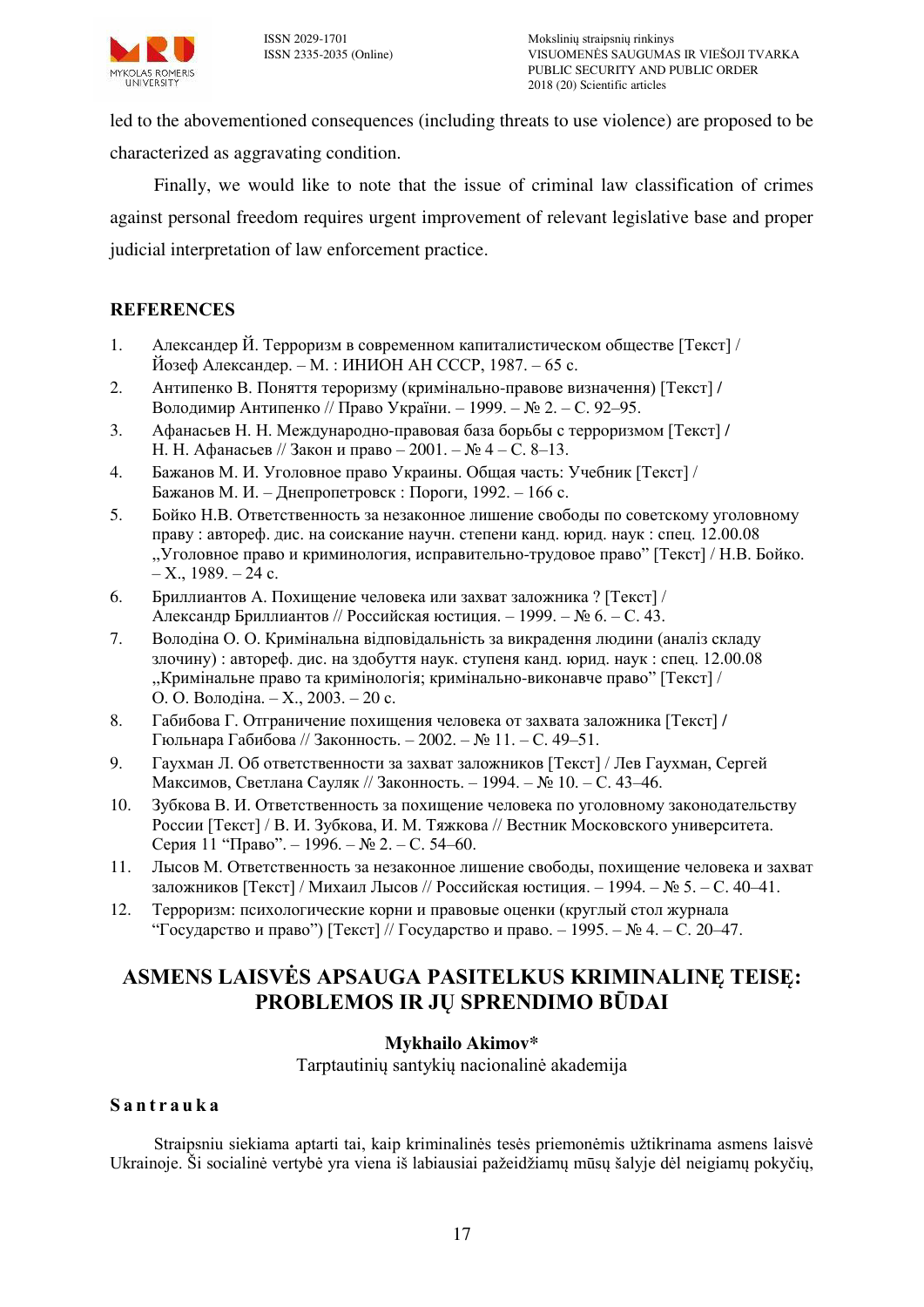led to the abovementioned consequences (including threats to use violence) are proposed to be characterized as aggravating condition.

Finally, we would like to note that the issue of criminal law classification of crimes against personal freedom requires urgent improvement of relevant legislative base and proper judicial interpretation of law enforcement practice.

## REFERENCES

1. Александер Й. Терроризм в современном капиталистическом обществе [Текст] / Йозеф Александер. – М. : ИНИОН АН СССР, 1987. – 65 с.
2. Антипенко В. Поняття тероризму (кримінально-правове визначення) [Текст] / Володимир Антипенко // Право України. – 1999. – № 2. – С. 92–95.
3. Афанасьев Н. Н. Международно-правовая база борьбы с терроризмом [Текст] / Н. Н. Афанасьев // Закон и право – 2001. – № 4 – С. 8–13.
4. Бажанов М. И. Уголовное право Украины. Общая часть: Учебник [Текст] / Бажанов М. И. – Днепропетровск : Пороги, 1992. – 166 с.
5. Бойко Н.В. Ответственность за незаконное лишение свободы по советскому уголовному праву : автореф. дис. на соискание научн. степени канд. юрид. наук : спец. 12.00.08 „Уголовное право и криминология, исправительно-трудовое право" [Текст] / Н.В. Бойко. – Х., 1989. – 24 с.
6. Бриллиантов А. Похищение человека или захват заложника ? [Текст] / Александр Бриллиантов // Российская юстиция. – 1999. – № 6. – С. 43.
7. Володіна О. О. Кримінальна відповідальність за викрадення людини (аналіз складу злочину) : автореф. дис. на здобуття наук. ступеня канд. юрид. наук : спец. 12.00.08 „Кримінальне право та кримінологія; кримінально-виконавче право" [Текст] / О. О. Володіна. – Х., 2003. – 20 с.
8. Габибова Г. Отграничение похищения человека от захвата заложника [Текст] / Гюльнара Габибова // Законность. – 2002. – № 11. – С. 49–51.
9. Гаухман Л. Об ответственности за захват заложников [Текст] / Лев Гаухман, Сергей Максимов, Светлана Сауляк // Законность. – 1994. – № 10. – С. 43–46.
10. Зубкова В. И. Ответственность за похищение человека по уголовному законодательству России [Текст] / В. И. Зубкова, И. М. Тяжкова // Вестник Московского университета. Серия 11 "Право". – 1996. – № 2. – С. 54–60.
11. Лысов М. Ответственность за незаконное лишение свободы, похищение человека и захват заложников [Текст] / Михаил Лысов // Российская юстиция. – 1994. – № 5. – С. 40–41.
12. Терроризм: психологические корни и правовые оценки (круглый стол журнала "Государство и право") [Текст] // Государство и право. – 1995. – № 4. – С. 20–47.

# ASMENS LAISVĖS APSAUGA PASITELKUS KRIMINALINĘ TEISĘ: PROBLEMOS IR JŲ SPRENDIMO BŪDAI

**Mykhailo Akimov***

Tarptautinių santykių nacionalinė akademija

### Santrauka

Straipsniu siekiama aptarti tai, kaip kriminalinės tesės priemonėmis užtikrinama asmens laisvė Ukrainoje. Ši socialinė vertybė yra viena iš labiausiai pažeidžiamų mūsų šalyje dėl neigiamų pokyčių,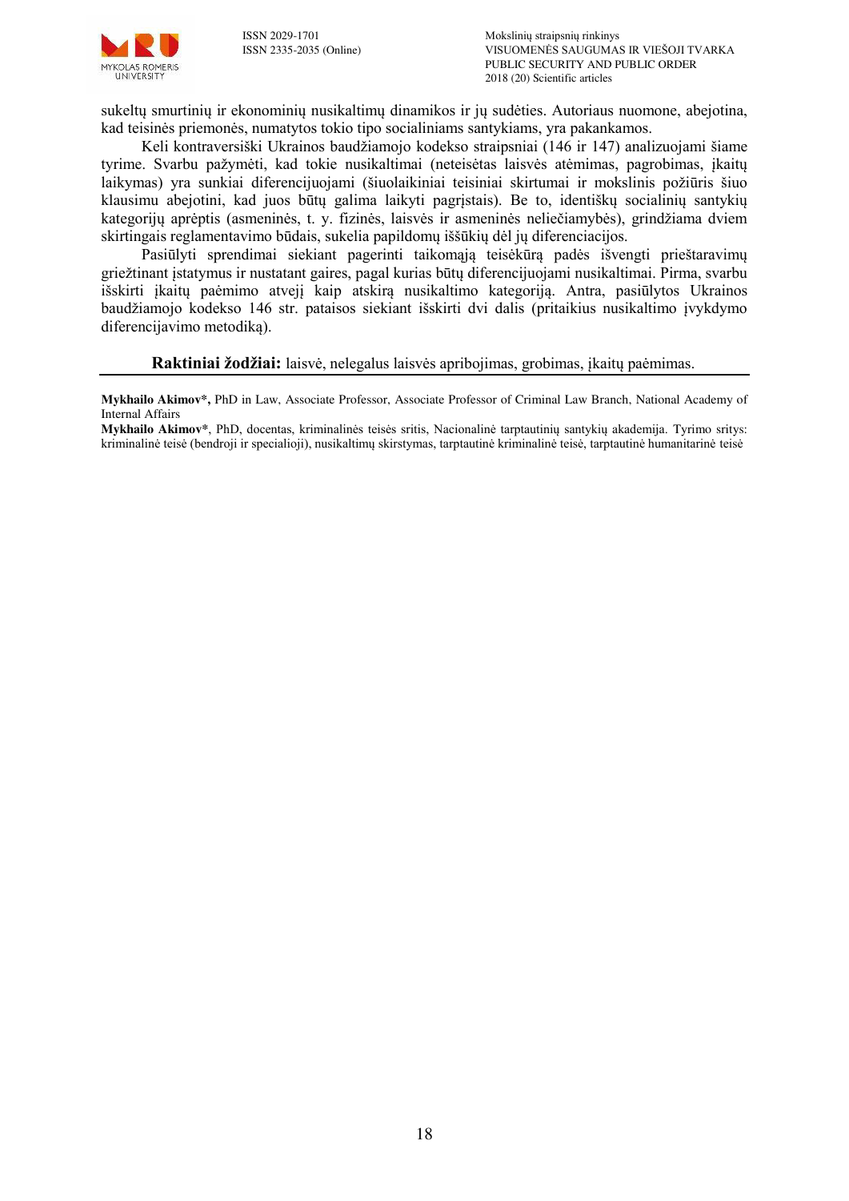sukeltų smurtinių ir ekonominių nusikaltimų dinamikos ir jų sudėties. Autoriaus nuomone, abejotina, kad teisinės priemonės, numatytos tokio tipo socialiniams santykiams, yra pakankamos.

Keli kontraversiški Ukrainos baudžiamojo kodekso straipsniai (146 ir 147) analizuojami šiame tyrime. Svarbu pažymėti, kad tokie nusikaltimai (neteisėtas laisvės atėmimas, pagrobimas, įkaitų laikymas) yra sunkiai diferencijuojami (šiuolaikiniai teisiniai skirtumai ir mokslinis požiūris šiuo klausimu abejotini, kad juos būtų galima laikyti pagrįstais). Be to, identiškų socialinių santykių kategorijų aprėptis (asmeninės, t. y. fizinės, laisvės ir asmeninės neliečiamybės), grindžiama dviem skirtingais reglamentavimo būdais, sukelia papildomų iššūkių dėl jų diferenciacijos.

Pasiūlyti sprendimai siekiant pagerinti taikomąją teisėkūrą padės išvengti prieštaravimų griežtinant įstatymus ir nustatant gaires, pagal kurias būtų diferencijuojami nusikaltimai. Pirma, svarbu išskirti įkaitų paėmimo atvejį kaip atskirą nusikaltimo kategoriją. Antra, pasiūlytos Ukrainos baudžiamojo kodekso 146 str. pataisos siekiant išskirti dvi dalis (pritaikius nusikaltimo įvykdymo diferencijavimo metodiką).

**Raktiniai žodžiai:** laisvė, nelegalus laisvės apribojimas, grobimas, įkaitų paėmimas.

---

**Mykhailo Akimov\*,** PhD in Law, Associate Professor, Associate Professor of Criminal Law Branch, National Academy of Internal Affairs

**Mykhailo Akimov\***, PhD, docentas, kriminalinės teisės sritis, Nacionalinė tarptautinių santykių akademija. Tyrimo sritys: kriminalinė teisė (bendroji ir specialioji), nusikaltimų skirstymas, tarptautinė kriminalinė teisė, tarptautinė humanitarinė teisė